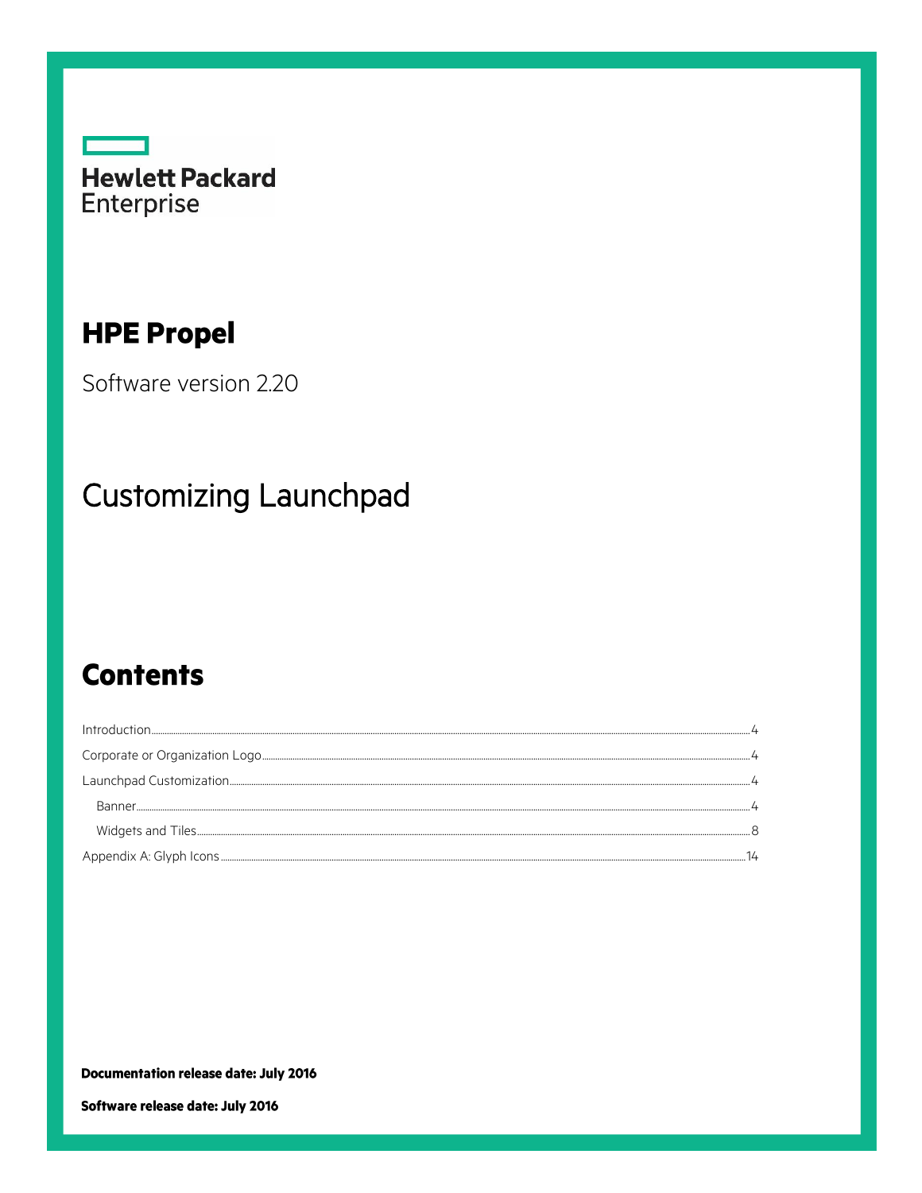Hewlett Packard Enterprise

# HPE Propel

Software version 2.20

# Customizing Launchpad

## Contents

Introduction ........ 4
Corporate or Organization Logo ........ 4
Launchpad Customization ........ 4
- Banner ........ 4
- Widgets and Tiles ........ 8

Appendix A: Glyph Icons ........ 14

**Documentation release date: July 2016**

**Software release date: July 2016**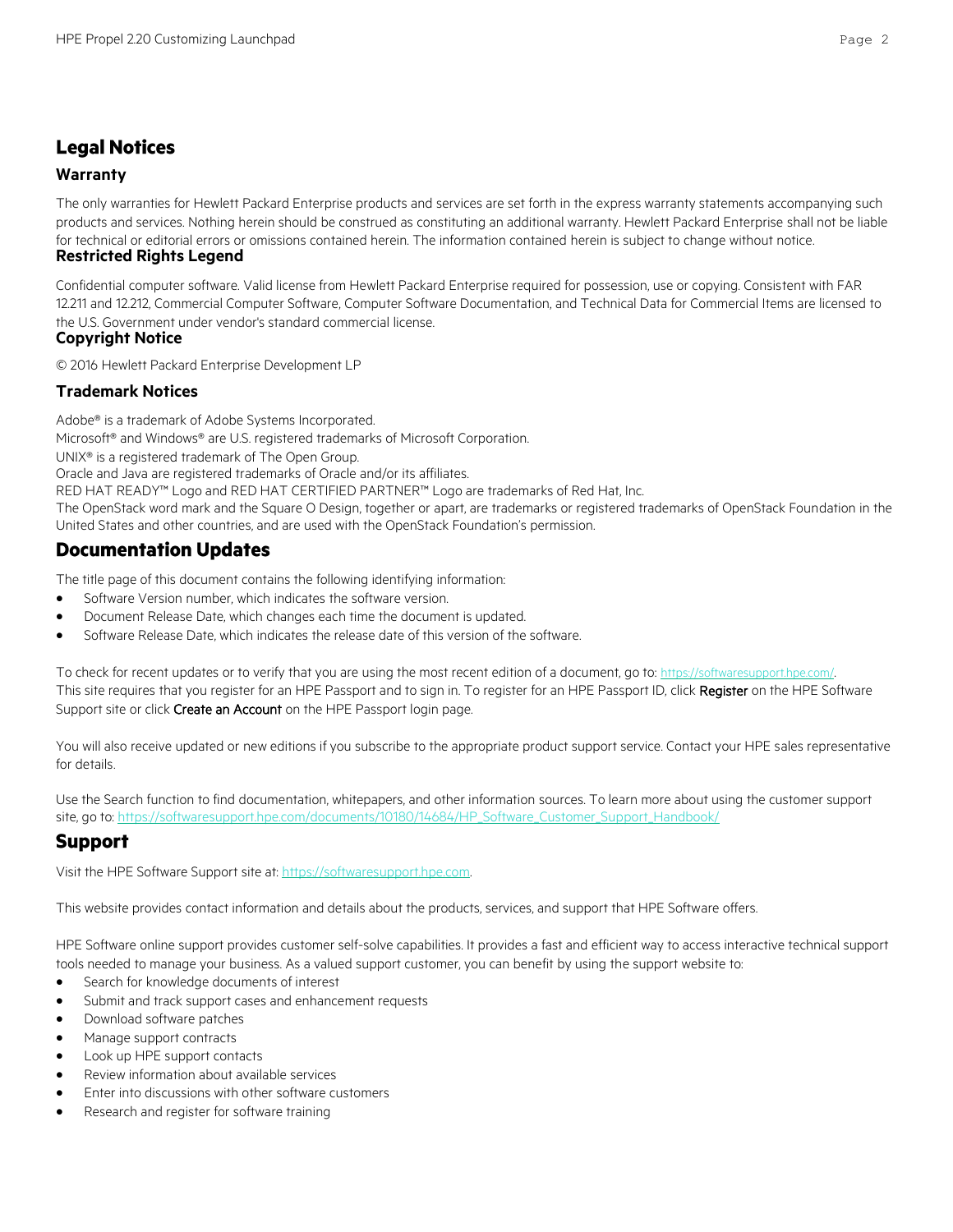# Legal Notices

## Warranty

The only warranties for Hewlett Packard Enterprise products and services are set forth in the express warranty statements accompanying such products and services. Nothing herein should be construed as constituting an additional warranty. Hewlett Packard Enterprise shall not be liable for technical or editorial errors or omissions contained herein. The information contained herein is subject to change without notice.

## Restricted Rights Legend

Confidential computer software. Valid license from Hewlett Packard Enterprise required for possession, use or copying. Consistent with FAR 12.211 and 12.212, Commercial Computer Software, Computer Software Documentation, and Technical Data for Commercial Items are licensed to the U.S. Government under vendor's standard commercial license.

## Copyright Notice

© 2016 Hewlett Packard Enterprise Development LP

## Trademark Notices

Adobe® is a trademark of Adobe Systems Incorporated.

Microsoft® and Windows® are U.S. registered trademarks of Microsoft Corporation.

UNIX® is a registered trademark of The Open Group.

Oracle and Java are registered trademarks of Oracle and/or its affiliates.

RED HAT READY™ Logo and RED HAT CERTIFIED PARTNER™ Logo are trademarks of Red Hat, Inc.

The OpenStack word mark and the Square O Design, together or apart, are trademarks or registered trademarks of OpenStack Foundation in the United States and other countries, and are used with the OpenStack Foundation's permission.

# Documentation Updates

The title page of this document contains the following identifying information:

- Software Version number, which indicates the software version.
- Document Release Date, which changes each time the document is updated.
- Software Release Date, which indicates the release date of this version of the software.

To check for recent updates or to verify that you are using the most recent edition of a document, go to: https://softwaresupport.hpe.com/.
This site requires that you register for an HPE Passport and to sign in. To register for an HPE Passport ID, click **Register** on the HPE Software Support site or click **Create an Account** on the HPE Passport login page.

You will also receive updated or new editions if you subscribe to the appropriate product support service. Contact your HPE sales representative for details.

Use the Search function to find documentation, whitepapers, and other information sources. To learn more about using the customer support site, go to: https://softwaresupport.hpe.com/documents/10180/14684/HP_Software_Customer_Support_Handbook/

# Support

Visit the HPE Software Support site at: https://softwaresupport.hpe.com.

This website provides contact information and details about the products, services, and support that HPE Software offers.

HPE Software online support provides customer self-solve capabilities. It provides a fast and efficient way to access interactive technical support tools needed to manage your business. As a valued support customer, you can benefit by using the support website to:

- Search for knowledge documents of interest
- Submit and track support cases and enhancement requests
- Download software patches
- Manage support contracts
- Look up HPE support contacts
- Review information about available services
- Enter into discussions with other software customers
- Research and register for software training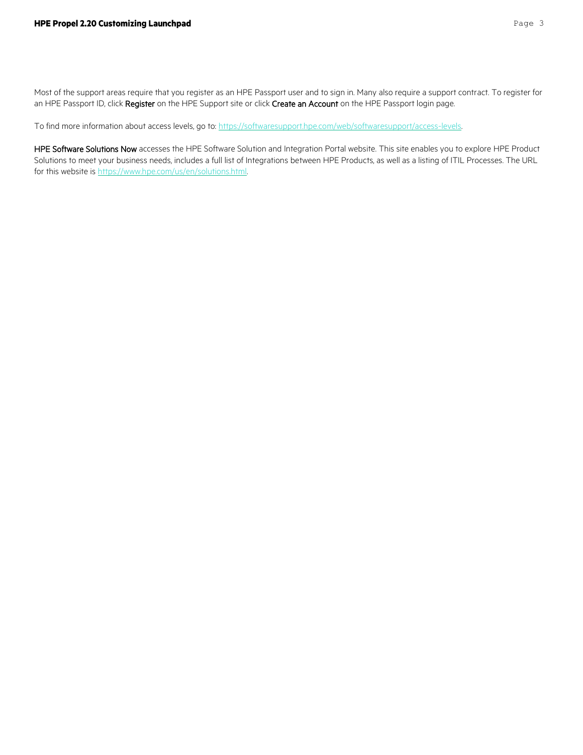Most of the support areas require that you register as an HPE Passport user and to sign in. Many also require a support contract. To register for an HPE Passport ID, click **Register** on the HPE Support site or click **Create an Account** on the HPE Passport login page.

To find more information about access levels, go to: [https://softwaresupport.hpe.com/web/softwaresupport/access-levels](https://softwaresupport.hpe.com/web/softwaresupport/access-levels).

**HPE Software Solutions Now** accesses the HPE Software Solution and Integration Portal website. This site enables you to explore HPE Product Solutions to meet your business needs, includes a full list of Integrations between HPE Products, as well as a listing of ITIL Processes. The URL for this website is [https://www.hpe.com/us/en/solutions.html](https://www.hpe.com/us/en/solutions.html).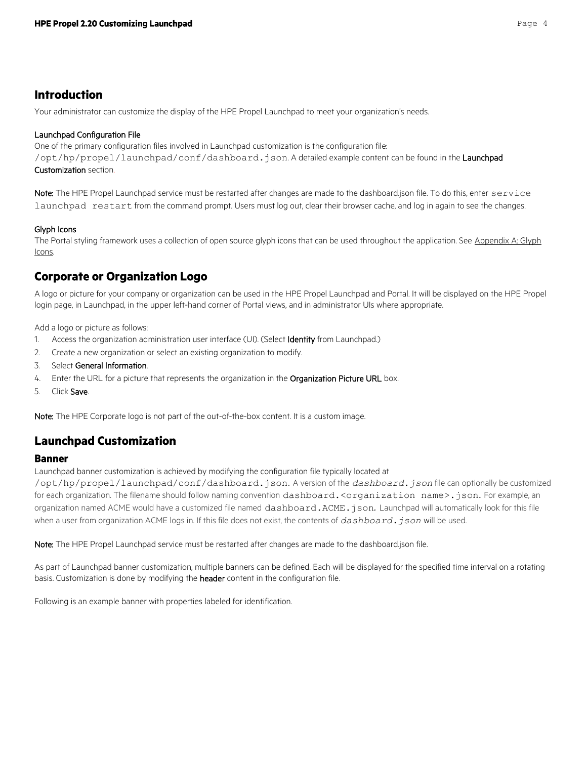## Introduction

Your administrator can customize the display of the HPE Propel Launchpad to meet your organization's needs.

Launchpad Configuration File

One of the primary configuration files involved in Launchpad customization is the configuration file: `/opt/hp/propel/launchpad/conf/dashboard.json`. A detailed example content can be found in the **Launchpad Customization** section.

**Note:** The HPE Propel Launchpad service must be restarted after changes are made to the dashboard.json file. To do this, enter `service launchpad restart` from the command prompt. Users must log out, clear their browser cache, and log in again to see the changes.

Glyph Icons

The Portal styling framework uses a collection of open source glyph icons that can be used throughout the application. See Appendix A: Glyph Icons.

## Corporate or Organization Logo

A logo or picture for your company or organization can be used in the HPE Propel Launchpad and Portal. It will be displayed on the HPE Propel login page, in Launchpad, in the upper left-hand corner of Portal views, and in administrator UIs where appropriate.

Add a logo or picture as follows:

1. Access the organization administration user interface (UI). (Select **Identity** from Launchpad.)
2. Create a new organization or select an existing organization to modify.
3. Select **General Information**.
4. Enter the URL for a picture that represents the organization in the **Organization Picture URL** box.
5. Click **Save**.

**Note:** The HPE Corporate logo is not part of the out-of-the-box content. It is a custom image.

## Launchpad Customization

### Banner

Launchpad banner customization is achieved by modifying the configuration file typically located at `/opt/hp/propel/launchpad/conf/dashboard.json`. A version of the *dashboard.json* file can optionally be customized for each organization. The filename should follow naming convention `dashboard.<organization name>.json`. For example, an organization named ACME would have a customized file named `dashboard.ACME.json`. Launchpad will automatically look for this file when a user from organization ACME logs in. If this file does not exist, the contents of *dashboard.json* will be used.

**Note:** The HPE Propel Launchpad service must be restarted after changes are made to the dashboard.json file.

As part of Launchpad banner customization, multiple banners can be defined. Each will be displayed for the specified time interval on a rotating basis. Customization is done by modifying the **header** content in the configuration file.

Following is an example banner with properties labeled for identification.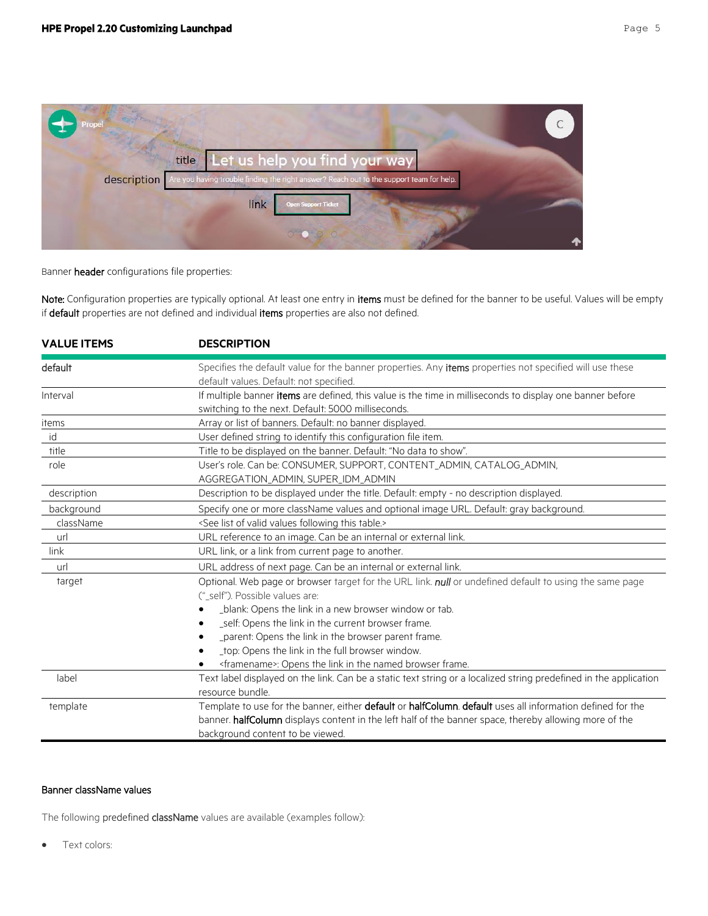Banner **header** configurations file properties:

**Note:** Configuration properties are typically optional. At least one entry in **items** must be defined for the banner to be useful. Values will be empty if **default** properties are not defined and individual **items** properties are also not defined.

| VALUE ITEMS | DESCRIPTION |
|---|---|
| default | Specifies the default value for the banner properties. Any **items** properties not specified will use these default values. Default: not specified. |
| Interval | If multiple banner **items** are defined, this value is the time in milliseconds to display one banner before switching to the next. Default: 5000 milliseconds. |
| items | Array or list of banners. Default: no banner displayed. |
| id | User defined string to identify this configuration file item. |
| title | Title to be displayed on the banner. Default: "No data to show". |
| role | User's role. Can be: CONSUMER, SUPPORT, CONTENT_ADMIN, CATALOG_ADMIN, AGGREGATION_ADMIN, SUPER_IDM_ADMIN |
| description | Description to be displayed under the title. Default: empty - no description displayed. |
| background | Specify one or more className values and optional image URL. Default: gray background. |
| className | <See list of valid values following this table.> |
| url | URL reference to an image. Can be an internal or external link. |
| link | URL link, or a link from current page to another. |
| url | URL address of next page. Can be an internal or external link. |
| target | Optional. Web page or browser target for the URL link. ***null*** or undefined default to using the same page ("_self"). Possible values are:<br>• _blank: Opens the link in a new browser window or tab.<br>• _self: Opens the link in the current browser frame.<br>• _parent: Opens the link in the browser parent frame.<br>• _top: Opens the link in the full browser window.<br>• <framename>: Opens the link in the named browser frame. |
| label | Text label displayed on the link. Can be a static text string or a localized string predefined in the application resource bundle. |
| template | Template to use for the banner, either **default** or **halfColumn**. **default** uses all information defined for the banner. **halfColumn** displays content in the left half of the banner space, thereby allowing more of the background content to be viewed. |

### Banner className values

The following predefined **className** values are available (examples follow):

- Text colors: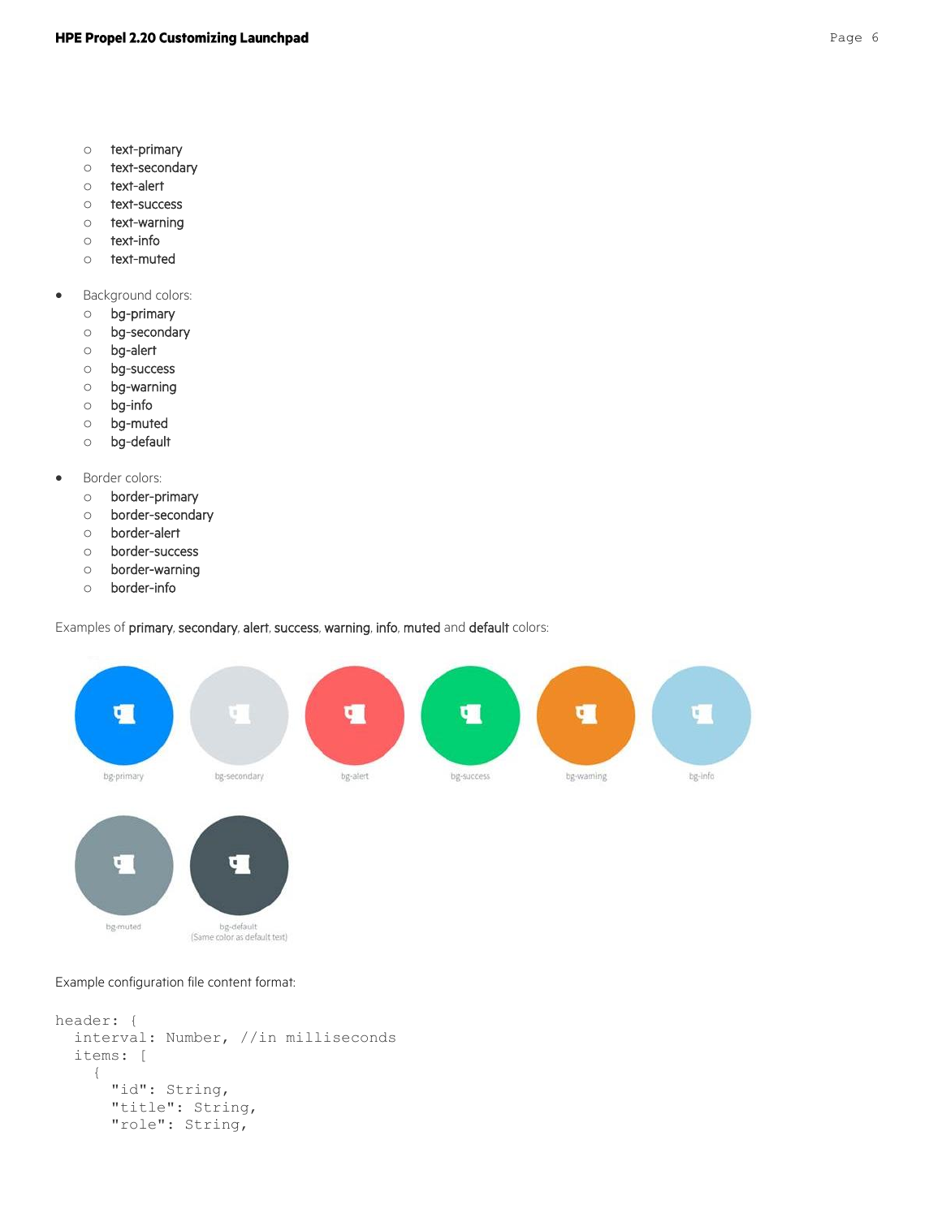- text-primary
  - text-secondary
  - text-alert
  - text-success
  - text-warning
  - text-info
  - text-muted

- Background colors:
  - bg-primary
  - bg-secondary
  - bg-alert
  - bg-success
  - bg-warning
  - bg-info
  - bg-muted
  - bg-default

- Border colors:
  - border-primary
  - border-secondary
  - border-alert
  - border-success
  - border-warning
  - border-info

Examples of **primary**, **secondary**, **alert**, **success**, **warning**, **info**, **muted** and **default** colors:

bg-primary bg-secondary bg-alert bg-success bg-warning bg-info

bg-muted bg-default (Same color as default text)

Example configuration file content format:

```
header: {
  interval: Number, //in milliseconds
  items: [
    {
      "id": String,
      "title": String,
      "role": String,
```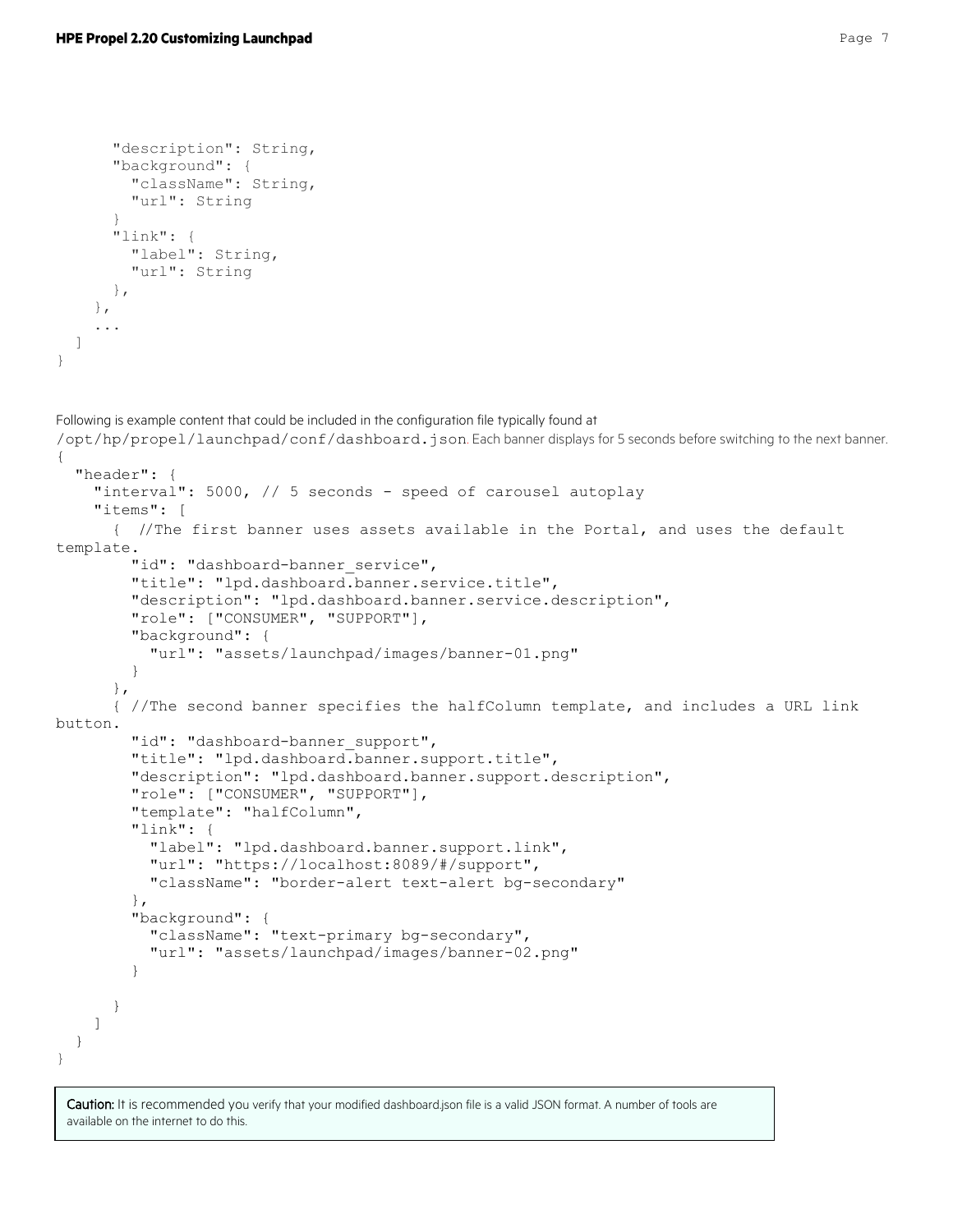```
      "description": String,
      "background": {
        "className": String,
        "url": String
      }
      "link": {
        "label": String,
        "url": String
      },
    },
    ...
  ]
}
```

Following is example content that could be included in the configuration file typically found at `/opt/hp/propel/launchpad/conf/dashboard.json`. Each banner displays for 5 seconds before switching to the next banner.

```
{
  "header": {
    "interval": 5000, // 5 seconds - speed of carousel autoplay
    "items": [
      {  //The first banner uses assets available in the Portal, and uses the default template.
        "id": "dashboard-banner_service",
        "title": "lpd.dashboard.banner.service.title",
        "description": "lpd.dashboard.banner.service.description",
        "role": ["CONSUMER", "SUPPORT"],
        "background": {
          "url": "assets/launchpad/images/banner-01.png"
        }
      },
      { //The second banner specifies the halfColumn template, and includes a URL link button.
        "id": "dashboard-banner_support",
        "title": "lpd.dashboard.banner.support.title",
        "description": "lpd.dashboard.banner.support.description",
        "role": ["CONSUMER", "SUPPORT"],
        "template": "halfColumn",
        "link": {
          "label": "lpd.dashboard.banner.support.link",
          "url": "https://localhost:8089/#/support",
          "className": "border-alert text-alert bg-secondary"
        },
        "background": {
          "className": "text-primary bg-secondary",
          "url": "assets/launchpad/images/banner-02.png"
        }

      }
    ]
  }
}
```

**Caution:** It is recommended you verify that your modified dashboard.json file is a valid JSON format. A number of tools are available on the internet to do this.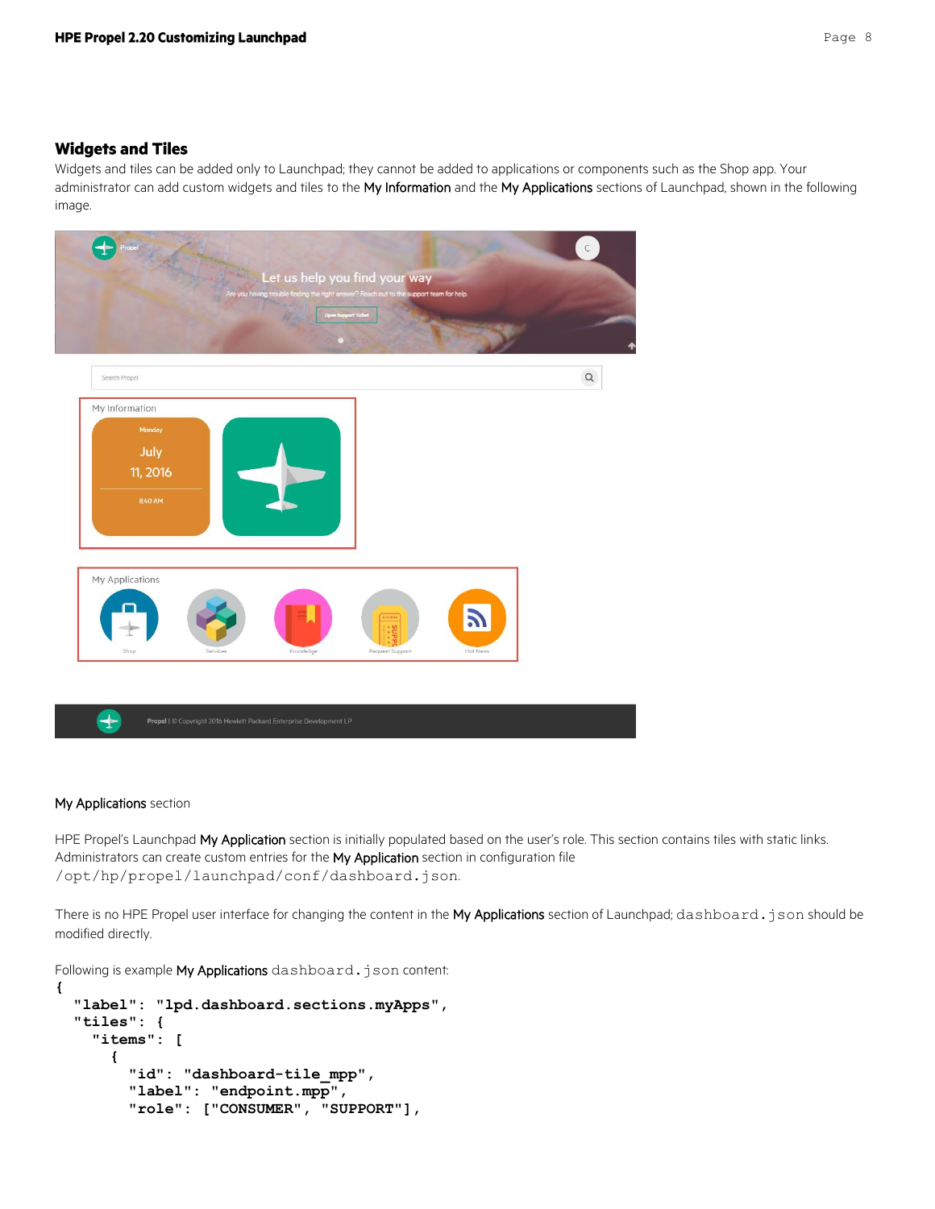## Widgets and Tiles

Widgets and tiles can be added only to Launchpad; they cannot be added to applications or components such as the Shop app. Your administrator can add custom widgets and tiles to the My Information and the My Applications sections of Launchpad, shown in the following image.

My Applications section

HPE Propel's Launchpad My Application section is initially populated based on the user's role. This section contains tiles with static links. Administrators can create custom entries for the My Application section in configuration file `/opt/hp/propel/launchpad/conf/dashboard.json`.

There is no HPE Propel user interface for changing the content in the My Applications section of Launchpad; `dashboard.json` should be modified directly.

Following is example My Applications `dashboard.json` content:

```
{
  "label": "lpd.dashboard.sections.myApps",
  "tiles": {
    "items": [
      {
        "id": "dashboard-tile_mpp",
        "label": "endpoint.mpp",
        "role": ["CONSUMER", "SUPPORT"],
```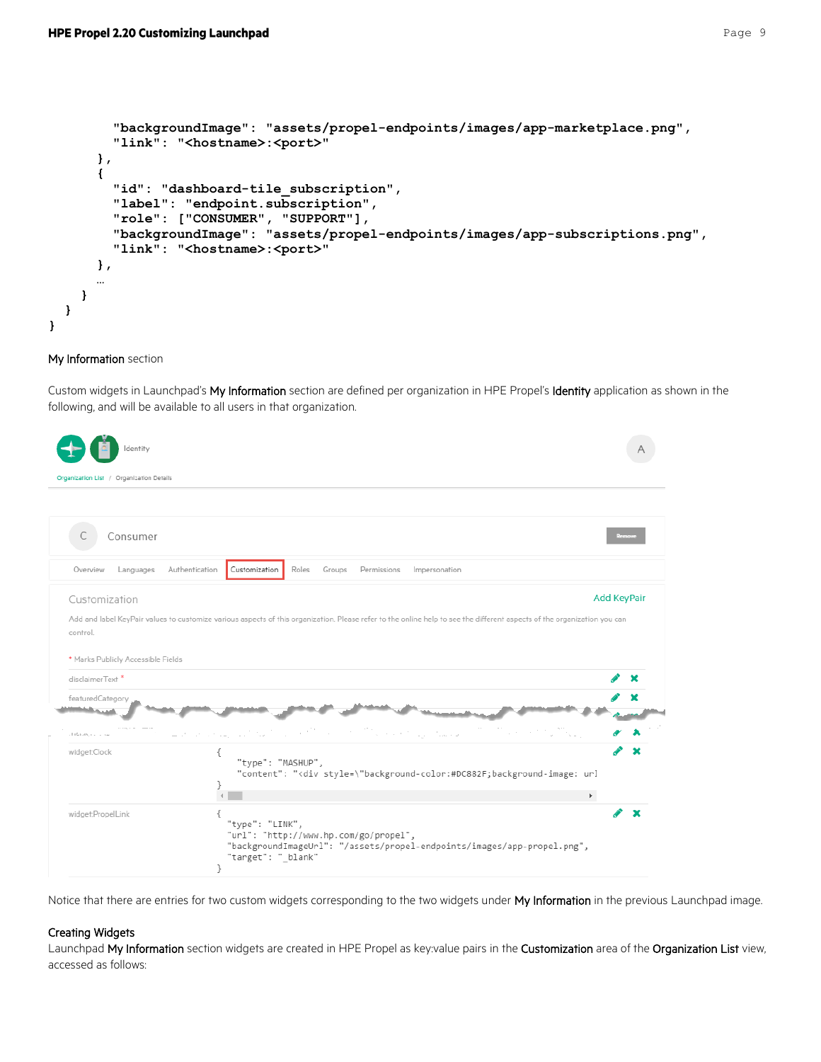```
          "backgroundImage": "assets/propel-endpoints/images/app-marketplace.png",
          "link": "<hostname>:<port>"
        },
        {
          "id": "dashboard-tile_subscription",
          "label": "endpoint.subscription",
          "role": ["CONSUMER", "SUPPORT"],
          "backgroundImage": "assets/propel-endpoints/images/app-subscriptions.png",
          "link": "<hostname>:<port>"
        },
        …
      }
    }
}
```

**My Information** section

Custom widgets in Launchpad's **My Information** section are defined per organization in HPE Propel's **Identity** application as shown in the following, and will be available to all users in that organization.

Notice that there are entries for two custom widgets corresponding to the two widgets under **My Information** in the previous Launchpad image.

### Creating Widgets

Launchpad **My Information** section widgets are created in HPE Propel as key:value pairs in the **Customization** area of the **Organization List** view, accessed as follows: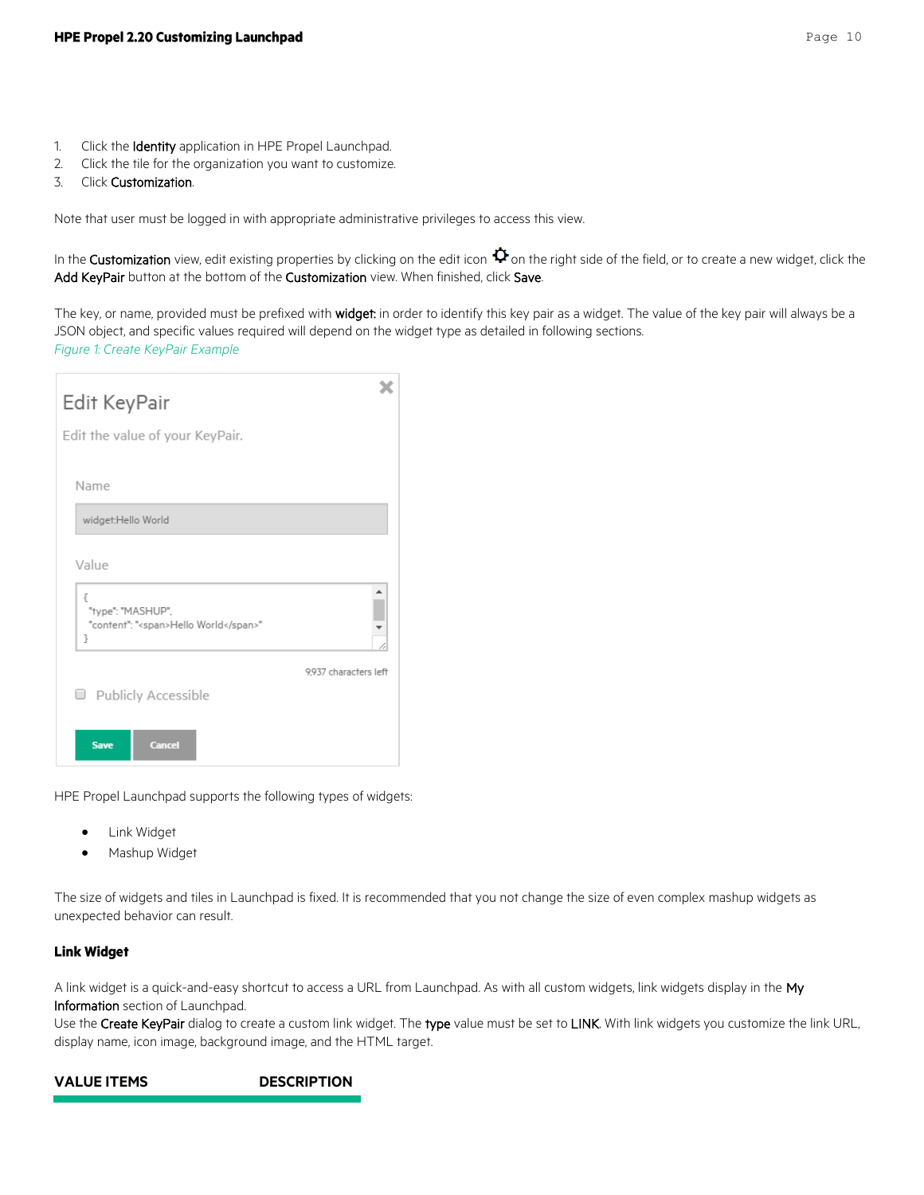1. Click the **Identity** application in HPE Propel Launchpad.
2. Click the tile for the organization you want to customize.
3. Click **Customization**.

Note that user must be logged in with appropriate administrative privileges to access this view.

In the **Customization** view, edit existing properties by clicking on the edit icon ⚙ on the right side of the field, or to create a new widget, click the **Add KeyPair** button at the bottom of the **Customization** view. When finished, click **Save**.

The key, or name, provided must be prefixed with **widget:** in order to identify this key pair as a widget. The value of the key pair will always be a JSON object, and specific values required will depend on the widget type as detailed in following sections.

*Figure 1: Create KeyPair Example*

Edit KeyPair

Edit the value of your KeyPair.

Name

widget:Hello World

Value

```
{
 "type": "MASHUP",
 "content": "<span>Hello World</span>"
}
```

9,937 characters left

Publicly Accessible

Save Cancel

HPE Propel Launchpad supports the following types of widgets:

- Link Widget
- Mashup Widget

The size of widgets and tiles in Launchpad is fixed. It is recommended that you not change the size of even complex mashup widgets as unexpected behavior can result.

### Link Widget

A link widget is a quick-and-easy shortcut to access a URL from Launchpad. As with all custom widgets, link widgets display in the **My Information** section of Launchpad.
Use the **Create KeyPair** dialog to create a custom link widget. The **type** value must be set to **LINK**. With link widgets you customize the link URL, display name, icon image, background image, and the HTML target.

| VALUE ITEMS | DESCRIPTION |
| --- | --- |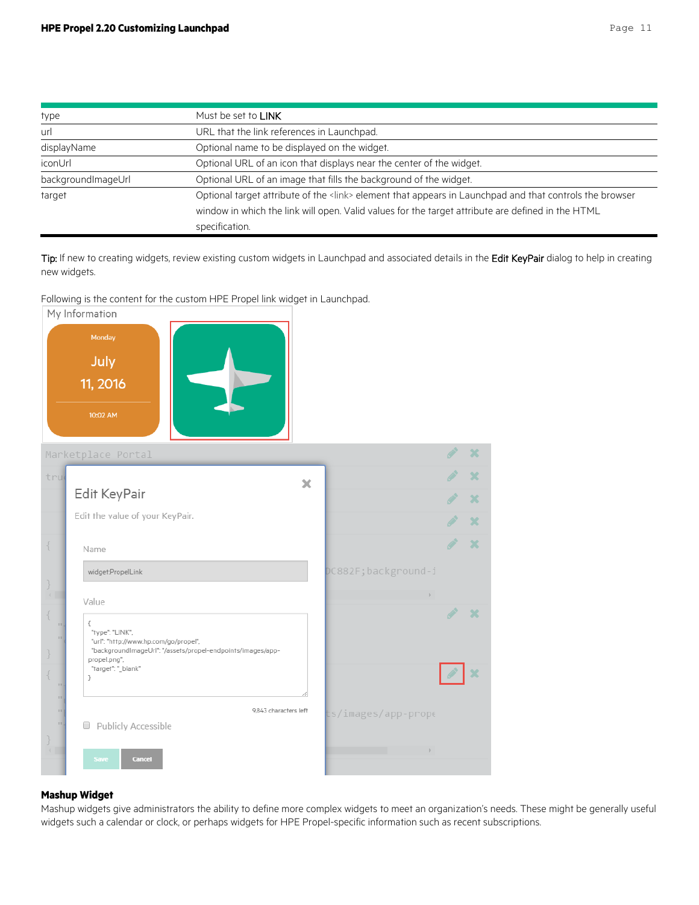| | |
|---|---|
| type | Must be set to LINK |
| url | URL that the link references in Launchpad. |
| displayName | Optional name to be displayed on the widget. |
| iconUrl | Optional URL of an icon that displays near the center of the widget. |
| backgroundImageUrl | Optional URL of an image that fills the background of the widget. |
| target | Optional target attribute of the <link> element that appears in Launchpad and that controls the browser window in which the link will open. Valid values for the target attribute are defined in the HTML specification. |

**Tip:** If new to creating widgets, review existing custom widgets in Launchpad and associated details in the **Edit KeyPair** dialog to help in creating new widgets.

Following is the content for the custom HPE Propel link widget in Launchpad.

```
{
  "type": "LINK",
  "url": "http://www.hp.com/go/propel",
  "backgroundImageUrl": "/assets/propel-endpoints/images/app-propel.png",
  "target": "_blank"
}
```

### Mashup Widget

Mashup widgets give administrators the ability to define more complex widgets to meet an organization's needs. These might be generally useful widgets such a calendar or clock, or perhaps widgets for HPE Propel-specific information such as recent subscriptions.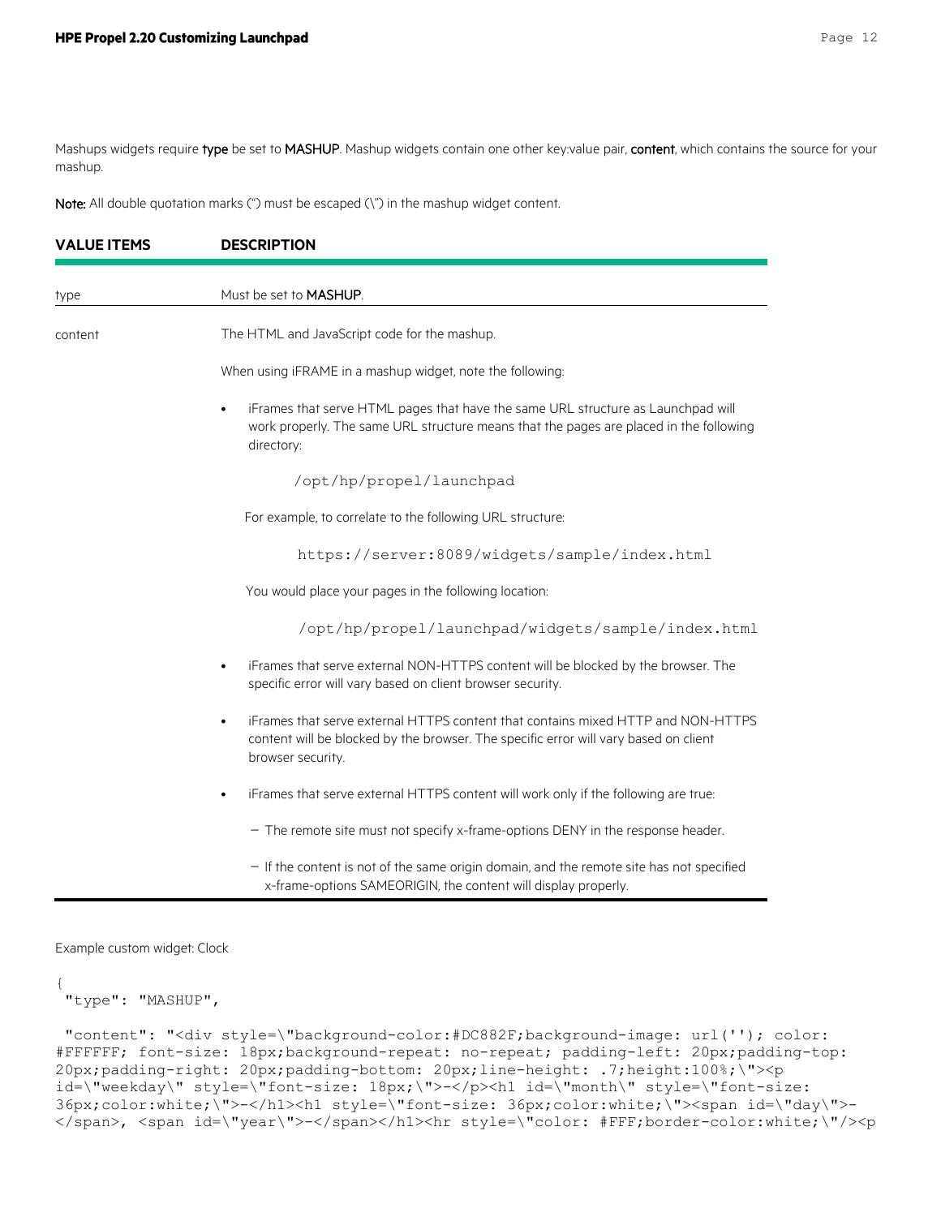Mashups widgets require **type** be set to **MASHUP**. Mashup widgets contain one other key:value pair, **content**, which contains the source for your mashup.

**Note:** All double quotation marks (") must be escaped (\") in the mashup widget content.

| VALUE ITEMS | DESCRIPTION |
| --- | --- |
| type | Must be set to **MASHUP**. |
| content | The HTML and JavaScript code for the mashup.<br><br>When using iFRAME in a mashup widget, note the following:<br><br>• iFrames that serve HTML pages that have the same URL structure as Launchpad will work properly. The same URL structure means that the pages are placed in the following directory:<br><br>`/opt/hp/propel/launchpad`<br><br>For example, to correlate to the following URL structure:<br><br>`https://server:8089/widgets/sample/index.html`<br><br>You would place your pages in the following location:<br><br>`/opt/hp/propel/launchpad/widgets/sample/index.html`<br><br>• iFrames that serve external NON-HTTPS content will be blocked by the browser. The specific error will vary based on client browser security.<br><br>• iFrames that serve external HTTPS content that contains mixed HTTP and NON-HTTPS content will be blocked by the browser. The specific error will vary based on client browser security.<br><br>• iFrames that serve external HTTPS content will work only if the following are true:<br><br>− The remote site must not specify x-frame-options DENY in the response header.<br><br>− If the content is not of the same origin domain, and the remote site has not specified x-frame-options SAMEORIGIN, the content will display properly. |

Example custom widget: Clock

```
{
 "type": "MASHUP",

 "content": "<div style=\"background-color:#DC882F;background-image: url(''); color:
#FFFFFF; font-size: 18px;background-repeat: no-repeat; padding-left: 20px;padding-top:
20px;padding-right: 20px;padding-bottom: 20px;line-height: .7;height:100%;\"><p
id=\"weekday\" style=\"font-size: 18px;\">-</p><h1 id=\"month\" style=\"font-size:
36px;color:white;\">-</h1><h1 style=\"font-size: 36px;color:white;\"><span id=\"day\">-
</span>, <span id=\"year\">-</span></h1><hr style=\"color: #FFF;border-color:white;\"/><p
```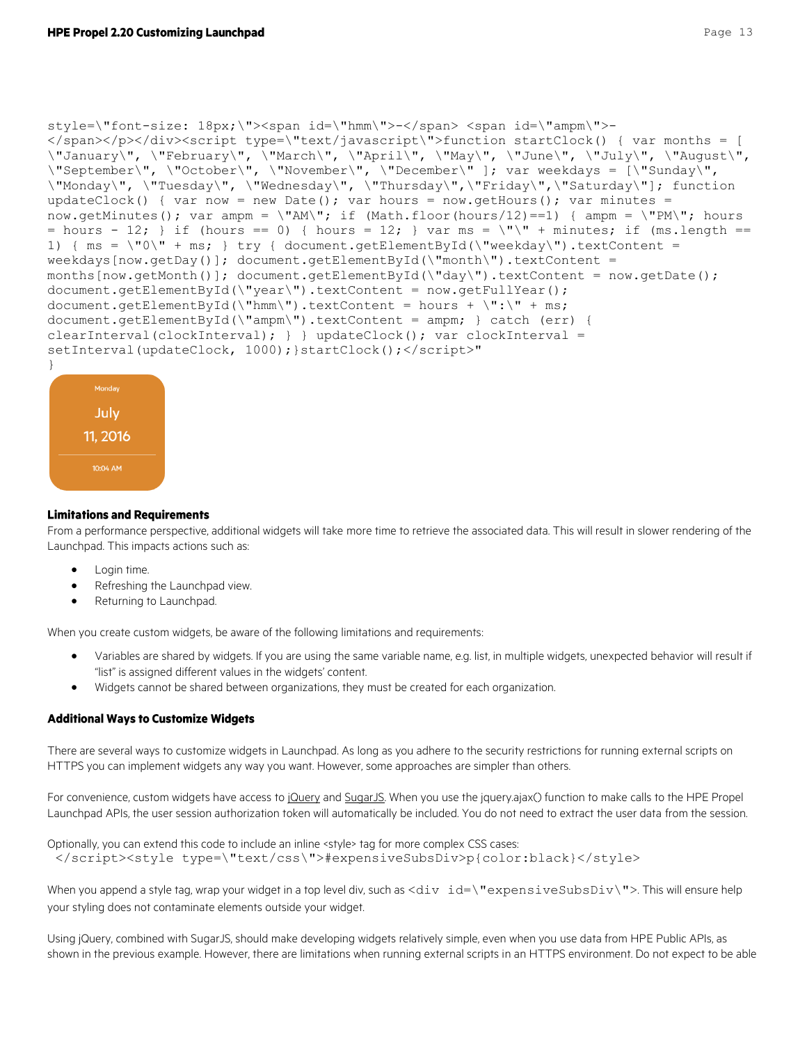```
style=\"font-size: 18px;\"><span id=\"hmm\">-</span> <span id=\"ampm\">-
</span></p></div><script type=\"text/javascript\">function startClock() { var months = [
\"January\", \"February\", \"March\", \"April\", \"May\", \"June\", \"July\", \"August\",
\"September\", \"October\", \"November\", \"December\" ]; var weekdays = [\"Sunday\",
\"Monday\", \"Tuesday\", \"Wednesday\", \"Thursday\",\"Friday\",\"Saturday\"]; function
updateClock() { var now = new Date(); var hours = now.getHours(); var minutes =
now.getMinutes(); var ampm = \"AM\"; if (Math.floor(hours/12)==1) { ampm = \"PM\"; hours
= hours - 12; } if (hours == 0) { hours = 12; } var ms = \"\" + minutes; if (ms.length ==
1) { ms = \"0\" + ms; } try { document.getElementById(\"weekday\").textContent =
weekdays[now.getDay()]; document.getElementById(\"month\").textContent =
months[now.getMonth()]; document.getElementById(\"day\").textContent = now.getDate();
document.getElementById(\"year\").textContent = now.getFullYear();
document.getElementById(\"hmm\").textContent = hours + \":\" + ms;
document.getElementById(\"ampm\").textContent = ampm; } catch (err) {
clearInterval(clockInterval); } } updateClock(); var clockInterval =
setInterval(updateClock, 1000);}startClock();</script>"
}
```

Monday

July

11, 2016

10:04 AM

### Limitations and Requirements

From a performance perspective, additional widgets will take more time to retrieve the associated data. This will result in slower rendering of the Launchpad. This impacts actions such as:

- Login time.
- Refreshing the Launchpad view.
- Returning to Launchpad.

When you create custom widgets, be aware of the following limitations and requirements:

- Variables are shared by widgets. If you are using the same variable name, e.g. list, in multiple widgets, unexpected behavior will result if "list" is assigned different values in the widgets' content.
- Widgets cannot be shared between organizations, they must be created for each organization.

### Additional Ways to Customize Widgets

There are several ways to customize widgets in Launchpad. As long as you adhere to the security restrictions for running external scripts on HTTPS you can implement widgets any way you want. However, some approaches are simpler than others.

For convenience, custom widgets have access to jQuery and SugarJS. When you use the jquery.ajax() function to make calls to the HPE Propel Launchpad APIs, the user session authorization token will automatically be included. You do not need to extract the user data from the session.

Optionally, you can extend this code to include an inline <style> tag for more complex CSS cases:

```
</script><style type=\"text/css\">#expensiveSubsDiv>p{color:black}</style>
```

When you append a style tag, wrap your widget in a top level div, such as `<div id=\"expensiveSubsDiv\">`. This will ensure help your styling does not contaminate elements outside your widget.

Using jQuery, combined with SugarJS, should make developing widgets relatively simple, even when you use data from HPE Public APIs, as shown in the previous example. However, there are limitations when running external scripts in an HTTPS environment. Do not expect to be able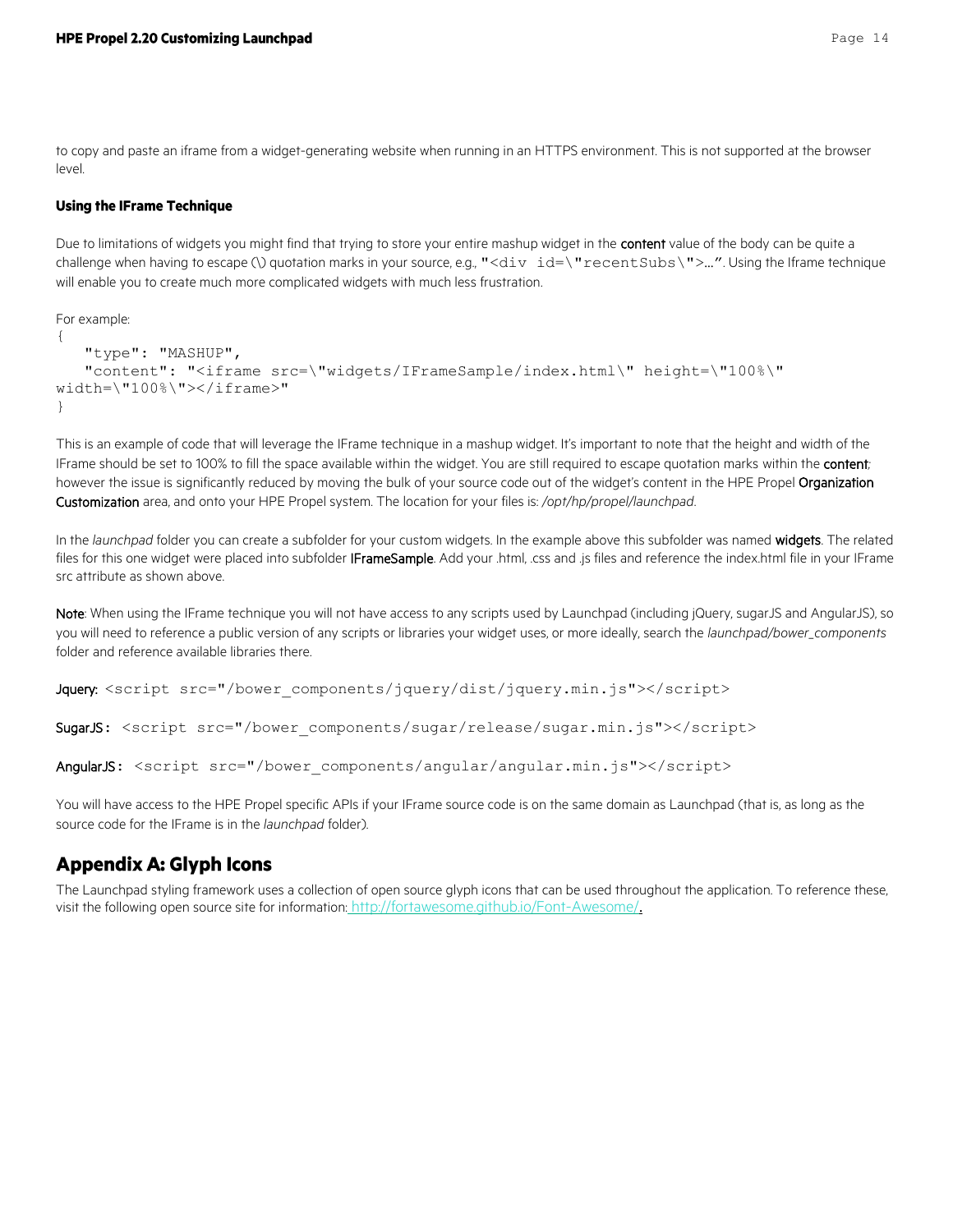to copy and paste an iframe from a widget-generating website when running in an HTTPS environment. This is not supported at the browser level.

### Using the IFrame Technique

Due to limitations of widgets you might find that trying to store your entire mashup widget in the **content** value of the body can be quite a challenge when having to escape (\) quotation marks in your source, e.g., `"<div id=\"recentSubs\">…"`. Using the Iframe technique will enable you to create much more complicated widgets with much less frustration.

For example:

```
{
   "type": "MASHUP",
   "content": "<iframe src=\"widgets/IFrameSample/index.html\" height=\"100%\"
width=\"100%\"></iframe>"
}
```

This is an example of code that will leverage the IFrame technique in a mashup widget. It's important to note that the height and width of the IFrame should be set to 100% to fill the space available within the widget. You are still required to escape quotation marks within the **content**; however the issue is significantly reduced by moving the bulk of your source code out of the widget's content in the HPE Propel **Organization Customization** area, and onto your HPE Propel system. The location for your files is: */opt/hp/propel/launchpad*.

In the *launchpad* folder you can create a subfolder for your custom widgets. In the example above this subfolder was named **widgets**. The related files for this one widget were placed into subfolder **IFrameSample**. Add your .html, .css and .js files and reference the index.html file in your IFrame src attribute as shown above.

**Note**: When using the IFrame technique you will not have access to any scripts used by Launchpad (including jQuery, sugarJS and AngularJS), so you will need to reference a public version of any scripts or libraries your widget uses, or more ideally, search the *launchpad/bower_components* folder and reference available libraries there.

**Jquery:** `<script src="/bower_components/jquery/dist/jquery.min.js"></script>`

**SugarJS:** `<script src="/bower_components/sugar/release/sugar.min.js"></script>`

**AngularJS:** `<script src="/bower_components/angular/angular.min.js"></script>`

You will have access to the HPE Propel specific APIs if your IFrame source code is on the same domain as Launchpad (that is, as long as the source code for the IFrame is in the *launchpad* folder).

## Appendix A: Glyph Icons

The Launchpad styling framework uses a collection of open source glyph icons that can be used throughout the application. To reference these, visit the following open source site for information: http://fortawesome.github.io/Font-Awesome/.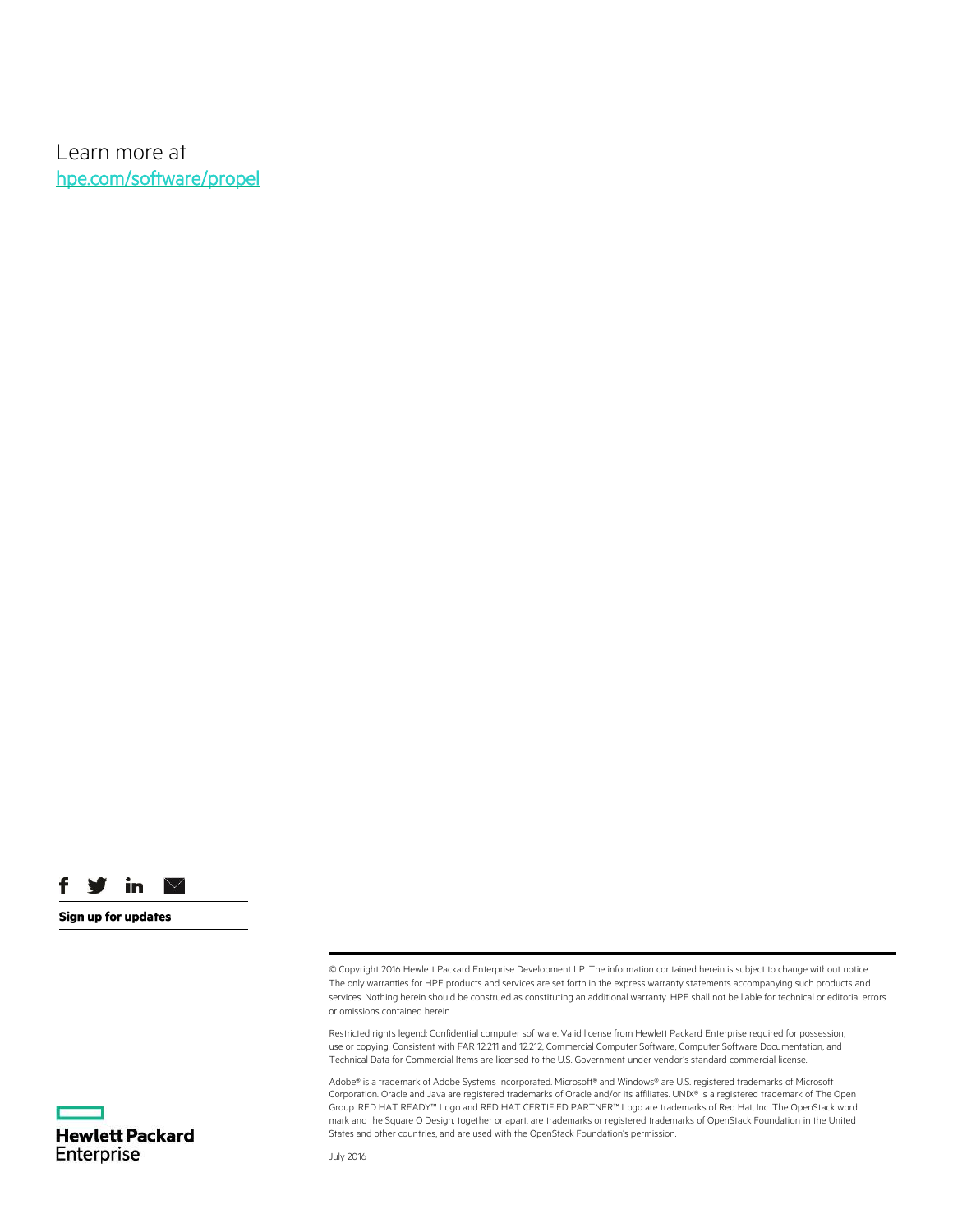Learn more at
[hpe.com/software/propel](hpe.com/software/propel)

**Sign up for updates**

© Copyright 2016 Hewlett Packard Enterprise Development LP. The information contained herein is subject to change without notice. The only warranties for HPE products and services are set forth in the express warranty statements accompanying such products and services. Nothing herein should be construed as constituting an additional warranty. HPE shall not be liable for technical or editorial errors or omissions contained herein.

Restricted rights legend: Confidential computer software. Valid license from Hewlett Packard Enterprise required for possession, use or copying. Consistent with FAR 12.211 and 12.212, Commercial Computer Software, Computer Software Documentation, and Technical Data for Commercial Items are licensed to the U.S. Government under vendor's standard commercial license.

Adobe® is a trademark of Adobe Systems Incorporated. Microsoft® and Windows® are U.S. registered trademarks of Microsoft Corporation. Oracle and Java are registered trademarks of Oracle and/or its affiliates. UNIX® is a registered trademark of The Open Group. RED HAT READY™ Logo and RED HAT CERTIFIED PARTNER™ Logo are trademarks of Red Hat, Inc. The OpenStack word mark and the Square O Design, together or apart, are trademarks or registered trademarks of OpenStack Foundation in the United States and other countries, and are used with the OpenStack Foundation's permission.

July 2016

**Hewlett Packard**
Enterprise